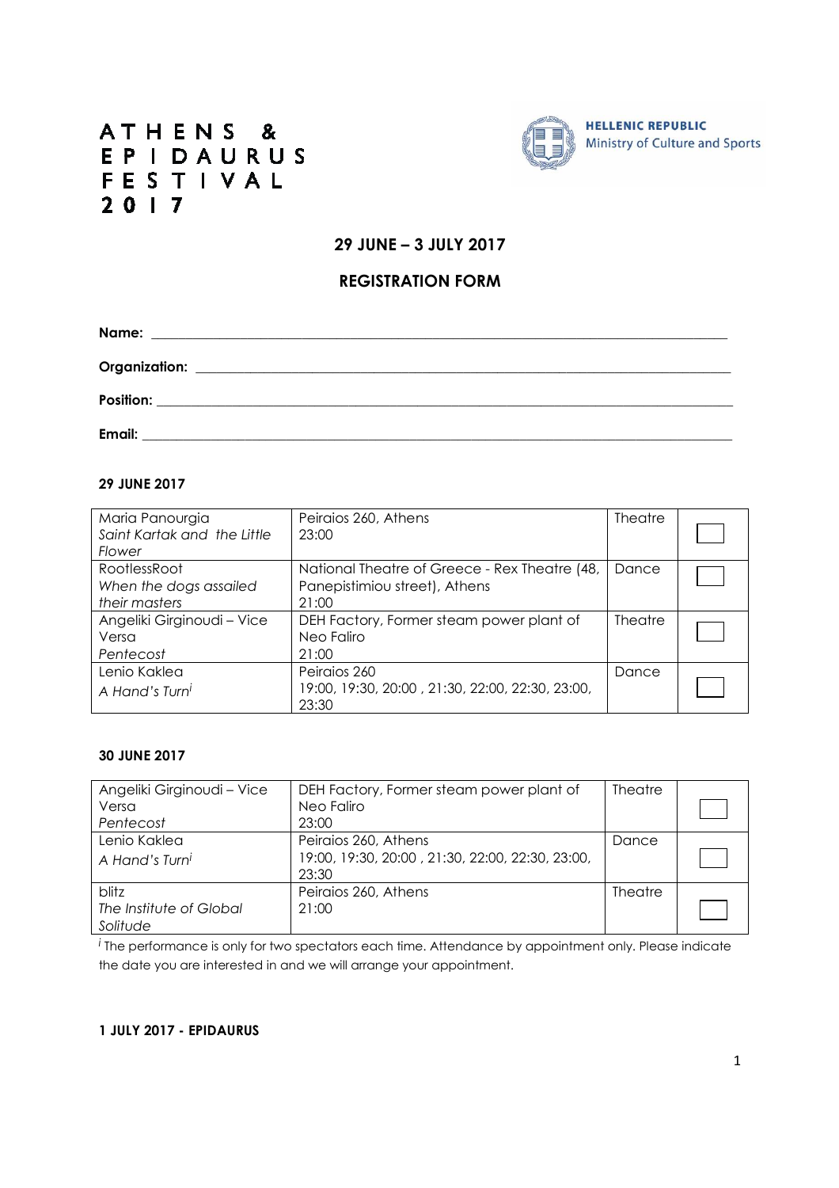ATHENS & EPIDAURUS FESTIVAL 2017

HELLENIC REPUBLIC
Ministry of Culture and Sports

## 29 JUNE – 3 JULY 2017

## REGISTRATION FORM

**Name:** ______________________________

**Organization:** ______________________________

**Position:** ______________________________

**Email:** ______________________________

### 29 JUNE 2017

| | | | |
|---|---|---|---|
| Maria Panourgia<br>*Saint Kartak and the Little Flower* | Peiraios 260, Athens<br>23:00 | Theatre | ☐ |
| RootlessRoot<br>*When the dogs assailed their masters* | National Theatre of Greece - Rex Theatre (48, Panepistimiou street), Athens<br>21:00 | Dance | ☐ |
| Angeliki Girginoudi – Vice Versa<br>*Pentecost* | DEH Factory, Former steam power plant of Neo Faliro<br>21:00 | Theatre | ☐ |
| Lenio Kaklea<br>*A Hand's Turn*[i] | Peiraios 260<br>19:00, 19:30, 20:00 , 21:30, 22:00, 22:30, 23:00, 23:30 | Dance | ☐ |

### 30 JUNE 2017

| | | | |
|---|---|---|---|
| Angeliki Girginoudi – Vice Versa<br>*Pentecost* | DEH Factory, Former steam power plant of Neo Faliro<br>23:00 | Theatre | ☐ |
| Lenio Kaklea<br>*A Hand's Turn*[i] | Peiraios 260, Athens<br>19:00, 19:30, 20:00 , 21:30, 22:00, 22:30, 23:00, 23:30 | Dance | ☐ |
| blitz<br>*The Institute of Global Solitude* | Peiraios 260, Athens<br>21:00 | Theatre | ☐ |

[i] The performance is only for two spectators each time. Attendance by appointment only. Please indicate the date you are interested in and we will arrange your appointment.

### 1 JULY 2017 - EPIDAURUS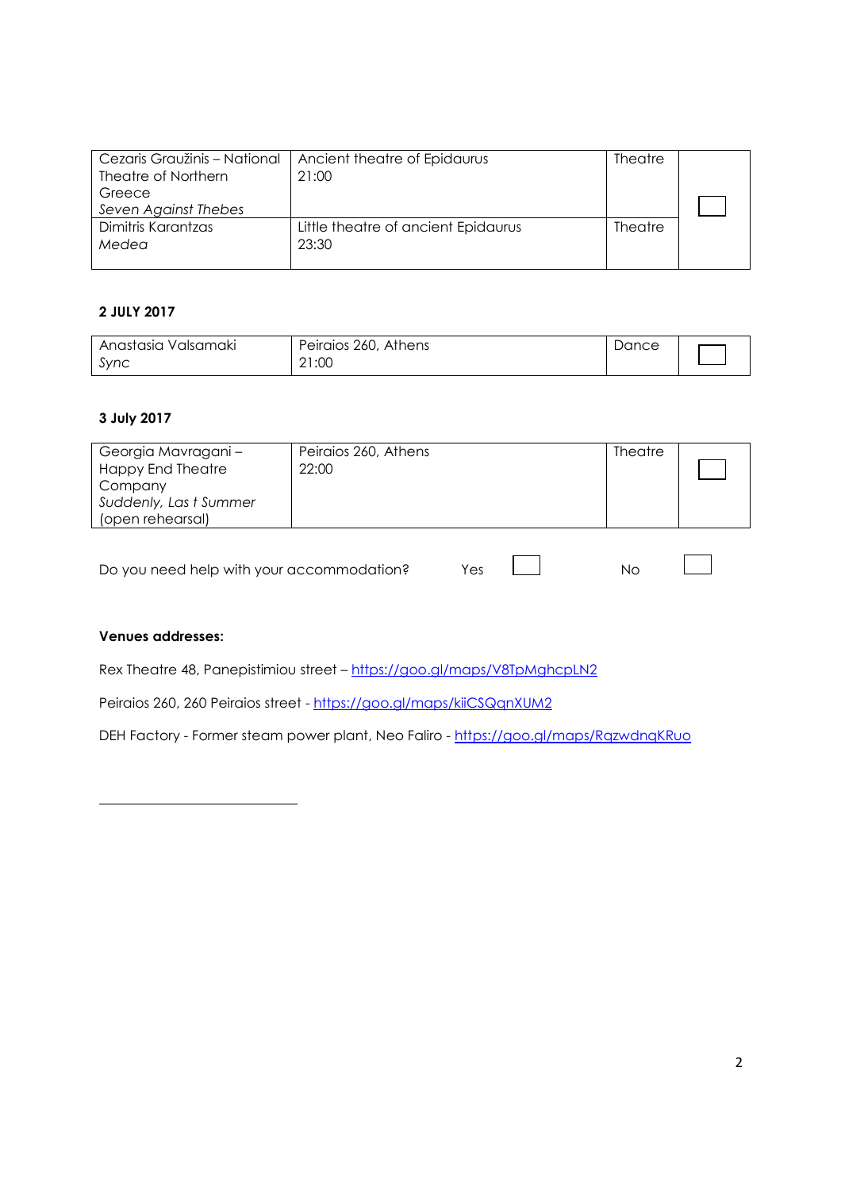| | | | |
|---|---|---|---|
| Cezaris Graužinis – National Theatre of Northern Greece<br>*Seven Against Thebes* | Ancient theatre of Epidaurus<br>21:00 | Theatre | ☐ |
| Dimitris Karantzas<br>*Medea* | Little theatre of ancient Epidaurus<br>23:30 | Theatre | |

**2 JULY 2017**

| | | | |
|---|---|---|---|
| Anastasia Valsamaki<br>*Sync* | Peiraios 260, Athens<br>21:00 | Dance | ☐ |

**3 July 2017**

| | | | |
|---|---|---|---|
| Georgia Mavragani – Happy End Theatre Company<br>*Suddenly, Las t Summer*<br>(open rehearsal) | Peiraios 260, Athens<br>22:00 | Theatre | ☐ |

Do you need help with your accommodation? Yes ☐ No ☐

**Venues addresses:**

Rex Theatre 48, Panepistimiou street – https://goo.gl/maps/V8TpMghcpLN2

Peiraios 260, 260 Peiraios street - https://goo.gl/maps/kiiCSQqnXUM2

DEH Factory - Former steam power plant, Neo Faliro - https://goo.gl/maps/RqzwdnqKRuo